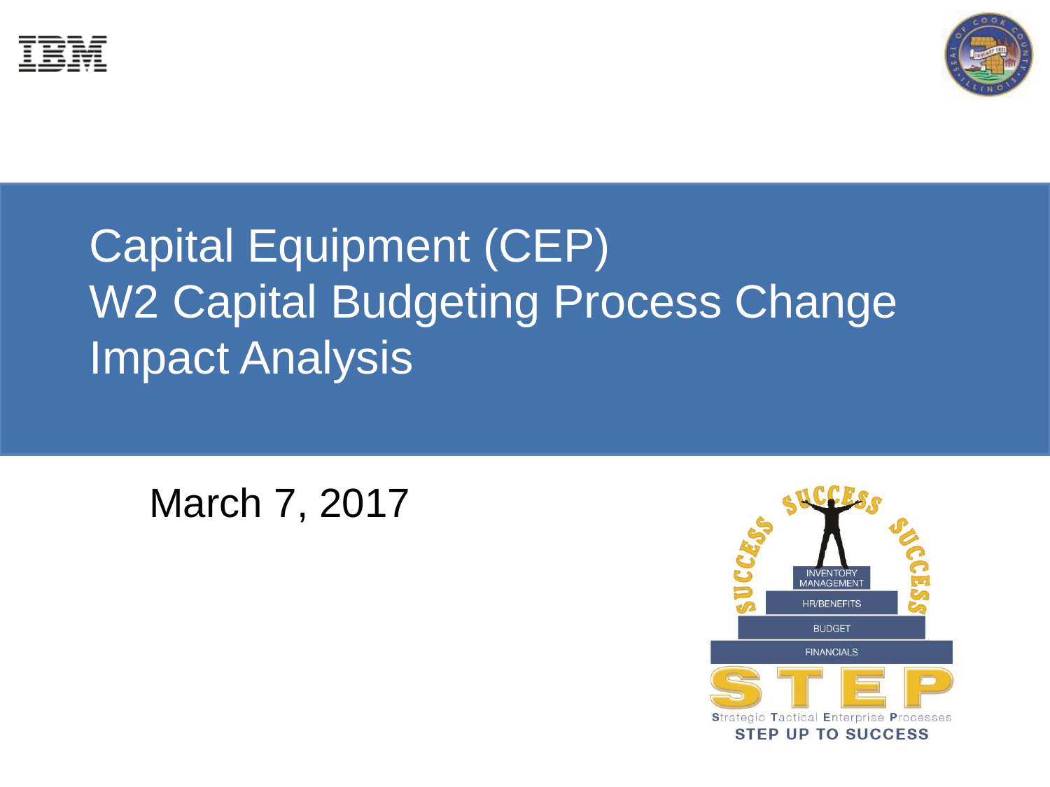# Capital Equipment (CEP)
# W2 Capital Budgeting Process Change
# Impact Analysis

March 7, 2017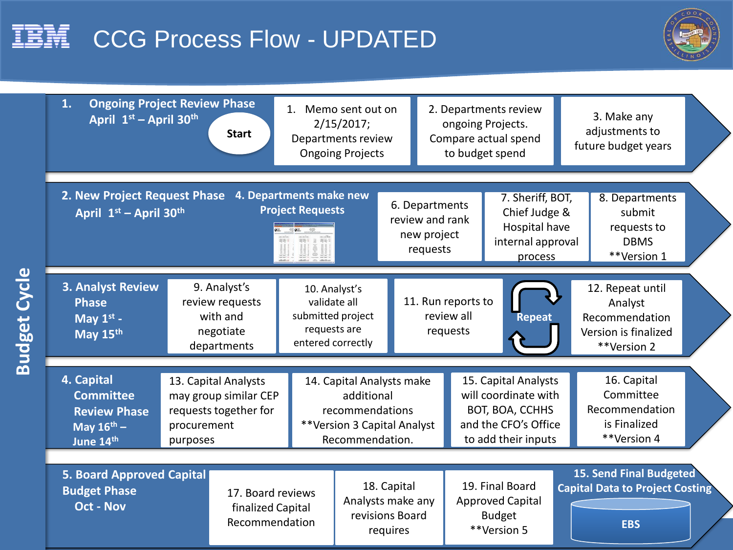# CCG Process Flow - UPDATED

**Budget Cycle**

## 1. Ongoing Project Review Phase
**April 1st – April 30th**

**Start**

1. Memo sent out on 2/15/2017; Departments review Ongoing Projects
2. Departments review ongoing Projects. Compare actual spend to budget spend
3. Make any adjustments to future budget years

## 2. New Project Request Phase
**April 1st – April 30th**

4. Departments make new Project Requests
6. Departments review and rank new project requests
7. Sheriff, BOT, Chief Judge & Hospital have internal approval process
8. Departments submit requests to DBMS **Version 1

## 3. Analyst Review Phase
**May 1st - May 15th**

9. Analyst's review requests with and negotiate departments
10. Analyst's validate all submitted project requests are entered correctly
11. Run reports to review all requests

**Repeat**

12. Repeat until Analyst Recommendation Version is finalized **Version 2

## 4. Capital Committee Review Phase
**May 16th – June 14th**

13. Capital Analysts may group similar CEP requests together for procurement purposes
14. Capital Analysts make additional recommendations **Version 3 Capital Analyst Recommendation.
15. Capital Analysts will coordinate with BOT, BOA, CCHHS and the CFO's Office to add their inputs
16. Capital Committee Recommendation is Finalized **Version 4

## 5. Board Approved Capital Budget Phase
**Oct - Nov**

17. Board reviews finalized Capital Recommendation
18. Capital Analysts make any revisions Board requires
19. Final Board Approved Capital Budget **Version 5
15. Send Final Budgeted Capital Data to Project Costing

**EBS**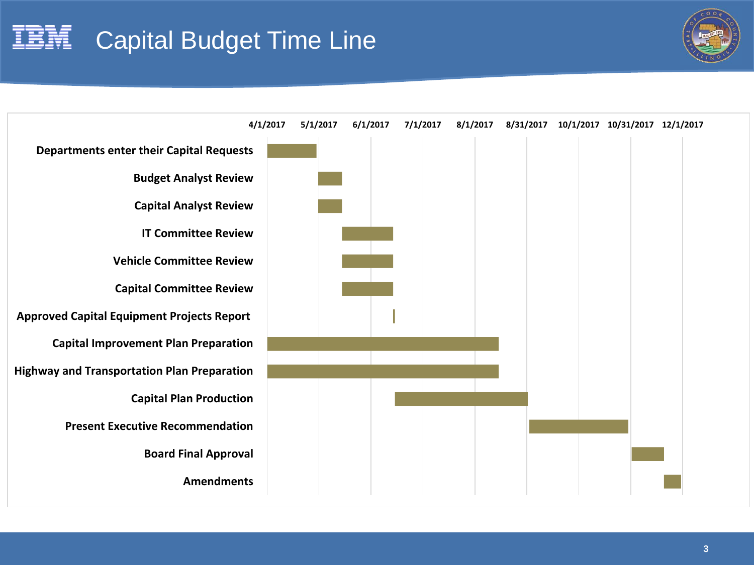# Capital Budget Time Line

| Task | 4/1/2017 | 5/1/2017 | 6/1/2017 | 7/1/2017 | 8/1/2017 | 8/31/2017 | 10/1/2017 | 10/31/2017 | 12/1/2017 |
|---|---|---|---|---|---|---|---|---|---|
| Departments enter their Capital Requests | | | | | | | | | |
| Budget Analyst Review | | | | | | | | | |
| Capital Analyst Review | | | | | | | | | |
| IT Committee Review | | | | | | | | | |
| Vehicle Committee Review | | | | | | | | | |
| Capital Committee Review | | | | | | | | | |
| Approved Capital Equipment Projects Report | | | | | | | | | |
| Capital Improvement Plan Preparation | | | | | | | | | |
| Highway and Transportation Plan Preparation | | | | | | | | | |
| Capital Plan Production | | | | | | | | | |
| Present Executive Recommendation | | | | | | | | | |
| Board Final Approval | | | | | | | | | |
| Amendments | | | | | | | | | |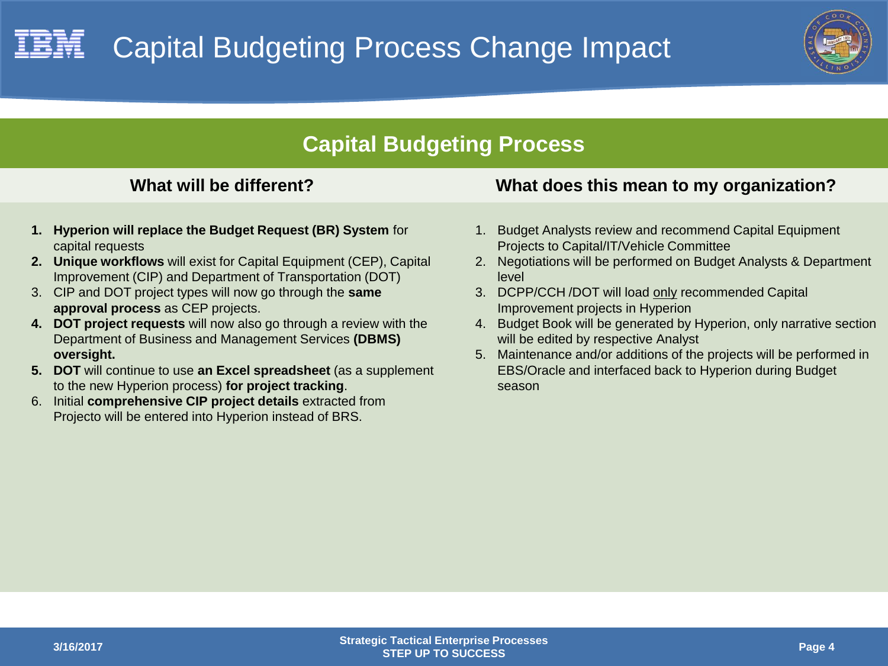# Capital Budgeting Process Change Impact

## Capital Budgeting Process

### What will be different?

1. **Hyperion will replace the Budget Request (BR) System** for capital requests
2. **Unique workflows** will exist for Capital Equipment (CEP), Capital Improvement (CIP) and Department of Transportation (DOT)
3. CIP and DOT project types will now go through the **same approval process** as CEP projects.
4. **DOT project requests** will now also go through a review with the Department of Business and Management Services **(DBMS) oversight.**
5. **DOT** will continue to use **an Excel spreadsheet** (as a supplement to the new Hyperion process) **for project tracking**.
6. Initial **comprehensive CIP project details** extracted from Projecto will be entered into Hyperion instead of BRS.

### What does this mean to my organization?

1. Budget Analysts review and recommend Capital Equipment Projects to Capital/IT/Vehicle Committee
2. Negotiations will be performed on Budget Analysts & Department level
3. DCPP/CCH /DOT will load <u>only</u> recommended Capital Improvement projects in Hyperion
4. Budget Book will be generated by Hyperion, only narrative section will be edited by respective Analyst
5. Maintenance and/or additions of the projects will be performed in EBS/Oracle and interfaced back to Hyperion during Budget season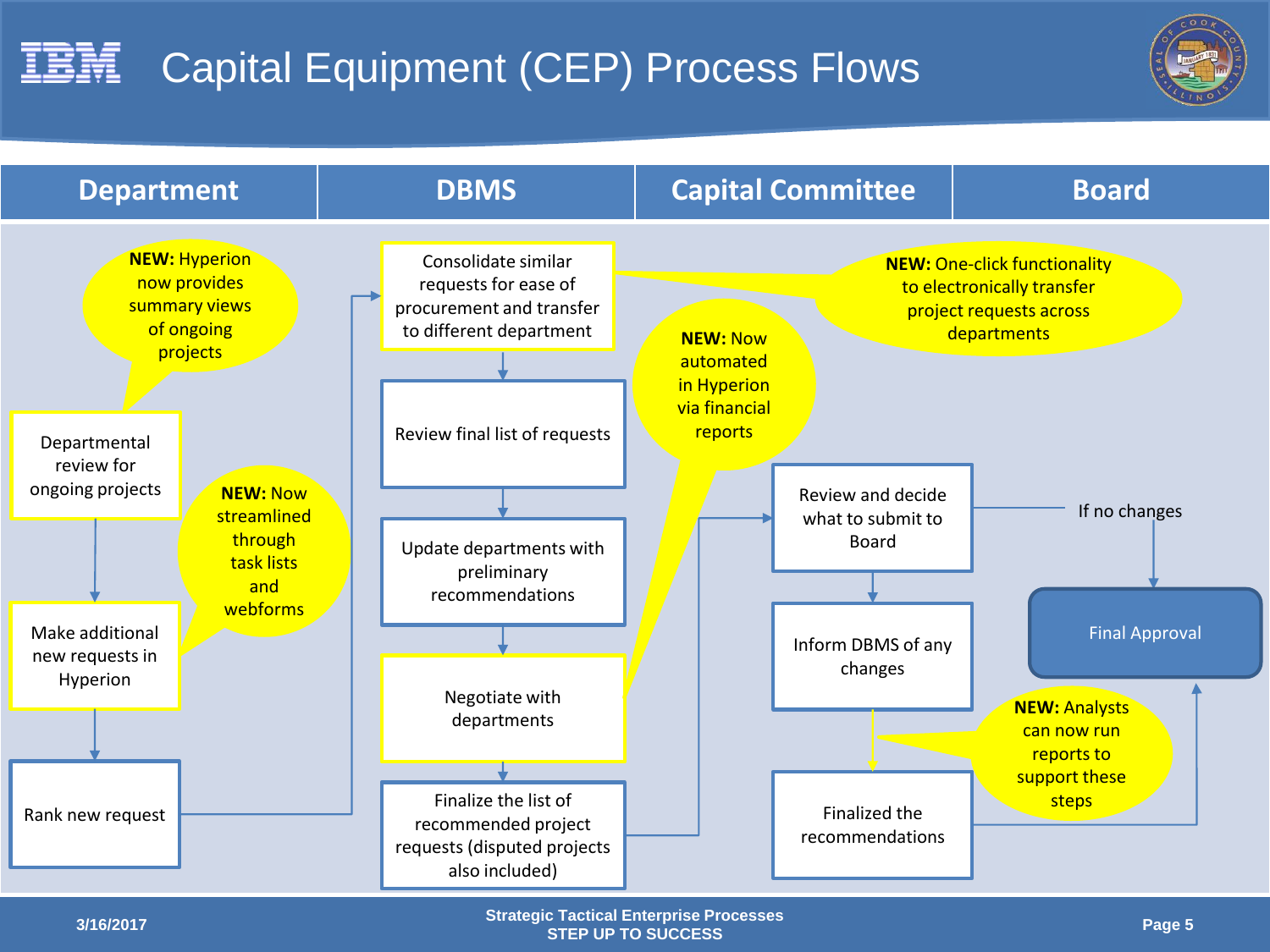# Capital Equipment (CEP) Process Flows

## Department

- Departmental review for ongoing projects
  - **NEW:** Hyperion now provides summary views of ongoing projects
- Make additional new requests in Hyperion
  - **NEW:** Now streamlined through task lists and webforms
- Rank new request

## DBMS

- Consolidate similar requests for ease of procurement and transfer to different department
  - **NEW:** One-click functionality to electronically transfer project requests across departments
- Review final list of requests
- Update departments with preliminary recommendations
- Negotiate with departments
  - **NEW:** Now automated in Hyperion via financial reports
- Finalize the list of recommended project requests (disputed projects also included)

## Capital Committee

- Review and decide what to submit to Board
- Inform DBMS of any changes
- Finalized the recommendations
  - **NEW:** Analysts can now run reports to support these steps

## Board

- If no changes
- Final Approval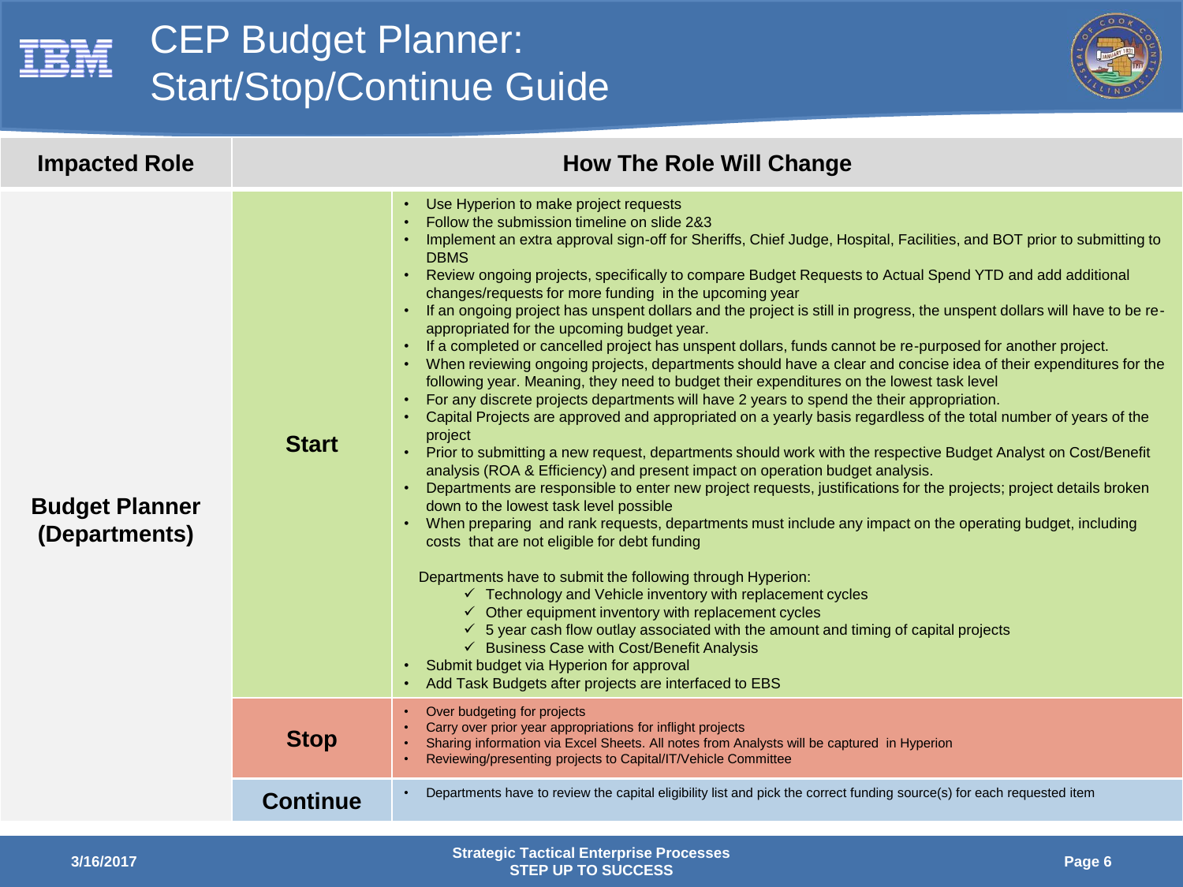# CEP Budget Planner: Start/Stop/Continue Guide

| Impacted Role | How The Role Will Change | |
|---|---|---|
| **Budget Planner (Departments)** | **Start** | • Use Hyperion to make project requests<br>• Follow the submission timeline on slide 2&3<br>• Implement an extra approval sign-off for Sheriffs, Chief Judge, Hospital, Facilities, and BOT prior to submitting to DBMS<br>• Review ongoing projects, specifically to compare Budget Requests to Actual Spend YTD and add additional changes/requests for more funding in the upcoming year<br>• If an ongoing project has unspent dollars and the project is still in progress, the unspent dollars will have to be re-appropriated for the upcoming budget year.<br>• If a completed or cancelled project has unspent dollars, funds cannot be re-purposed for another project.<br>• When reviewing ongoing projects, departments should have a clear and concise idea of their expenditures for the following year. Meaning, they need to budget their expenditures on the lowest task level<br>• For any discrete projects departments will have 2 years to spend the their appropriation.<br>• Capital Projects are approved and appropriated on a yearly basis regardless of the total number of years of the project<br>• Prior to submitting a new request, departments should work with the respective Budget Analyst on Cost/Benefit analysis (ROA & Efficiency) and present impact on operation budget analysis.<br>• Departments are responsible to enter new project requests, justifications for the projects; project details broken down to the lowest task level possible<br>• When preparing and rank requests, departments must include any impact on the operating budget, including costs that are not eligible for debt funding<br><br>Departments have to submit the following through Hyperion:<br>✓ Technology and Vehicle inventory with replacement cycles<br>✓ Other equipment inventory with replacement cycles<br>✓ 5 year cash flow outlay associated with the amount and timing of capital projects<br>✓ Business Case with Cost/Benefit Analysis<br>• Submit budget via Hyperion for approval<br>• Add Task Budgets after projects are interfaced to EBS |
| | **Stop** | • Over budgeting for projects<br>• Carry over prior year appropriations for inflight projects<br>• Sharing information via Excel Sheets. All notes from Analysts will be captured in Hyperion<br>• Reviewing/presenting projects to Capital/IT/Vehicle Committee |
| | **Continue** | • Departments have to review the capital eligibility list and pick the correct funding source(s) for each requested item |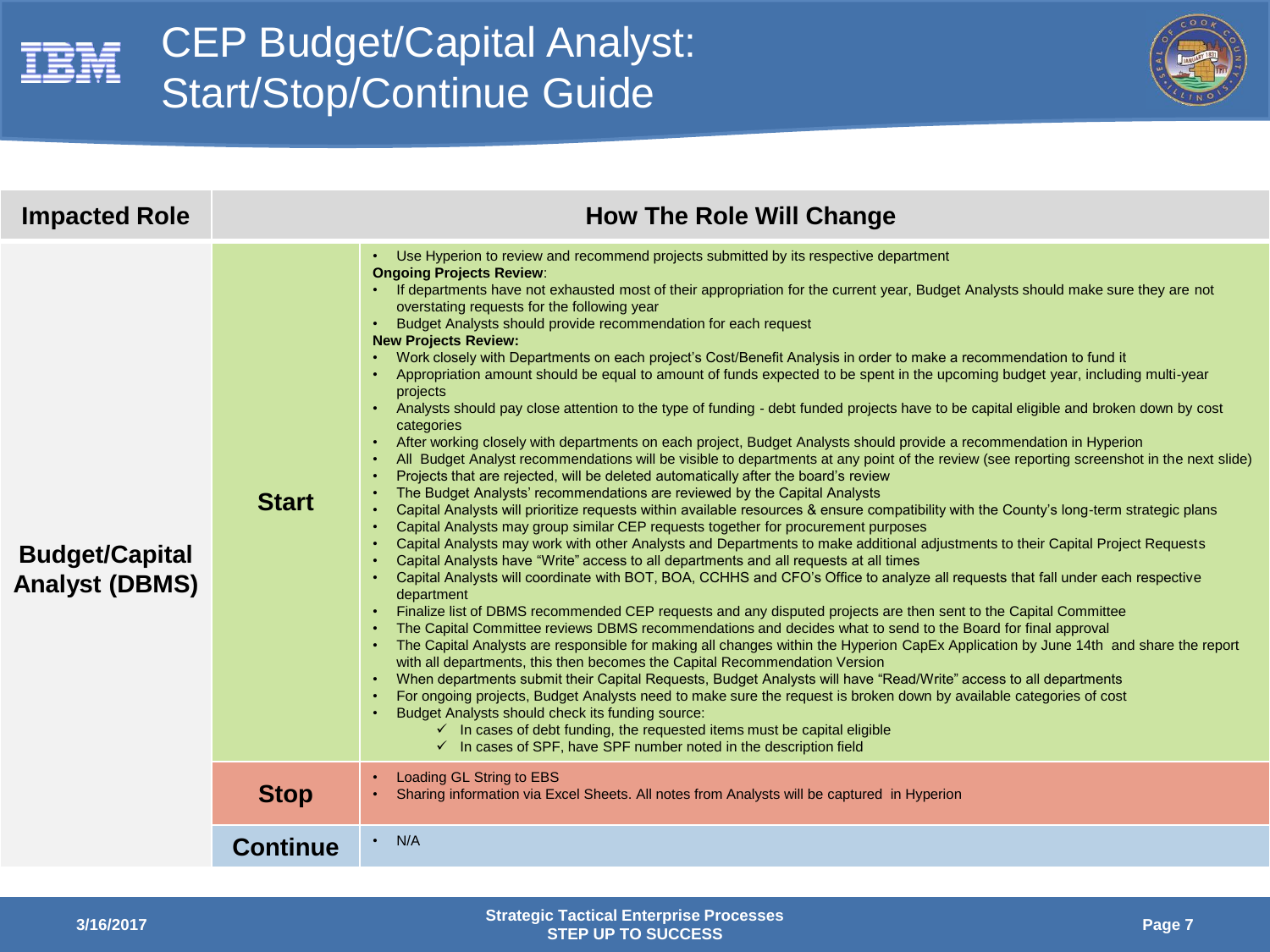# CEP Budget/Capital Analyst: Start/Stop/Continue Guide

| Impacted Role | | How The Role Will Change |
|---|---|---|
| **Budget/Capital Analyst (DBMS)** | **Start** | • Use Hyperion to review and recommend projects submitted by its respective department<br>**Ongoing Projects Review**:<br>• If departments have not exhausted most of their appropriation for the current year, Budget Analysts should make sure they are not overstating requests for the following year<br>• Budget Analysts should provide recommendation for each request<br>**New Projects Review:**<br>• Work closely with Departments on each project's Cost/Benefit Analysis in order to make a recommendation to fund it<br>• Appropriation amount should be equal to amount of funds expected to be spent in the upcoming budget year, including multi-year projects<br>• Analysts should pay close attention to the type of funding - debt funded projects have to be capital eligible and broken down by cost categories<br>• After working closely with departments on each project, Budget Analysts should provide a recommendation in Hyperion<br>• All Budget Analyst recommendations will be visible to departments at any point of the review (see reporting screenshot in the next slide)<br>• Projects that are rejected, will be deleted automatically after the board's review<br>• The Budget Analysts' recommendations are reviewed by the Capital Analysts<br>• Capital Analysts will prioritize requests within available resources & ensure compatibility with the County's long-term strategic plans<br>• Capital Analysts may group similar CEP requests together for procurement purposes<br>• Capital Analysts may work with other Analysts and Departments to make additional adjustments to their Capital Project Requests<br>• Capital Analysts have "Write" access to all departments and all requests at all times<br>• Capital Analysts will coordinate with BOT, BOA, CCHHS and CFO's Office to analyze all requests that fall under each respective department<br>• Finalize list of DBMS recommended CEP requests and any disputed projects are then sent to the Capital Committee<br>• The Capital Committee reviews DBMS recommendations and decides what to send to the Board for final approval<br>• The Capital Analysts are responsible for making all changes within the Hyperion CapEx Application by June 14th and share the report with all departments, this then becomes the Capital Recommendation Version<br>• When departments submit their Capital Requests, Budget Analysts will have "Read/Write" access to all departments<br>• For ongoing projects, Budget Analysts need to make sure the request is broken down by available categories of cost<br>• Budget Analysts should check its funding source:<br>&nbsp;&nbsp;&nbsp;&nbsp;✓ In cases of debt funding, the requested items must be capital eligible<br>&nbsp;&nbsp;&nbsp;&nbsp;✓ In cases of SPF, have SPF number noted in the description field |
| | **Stop** | • Loading GL String to EBS<br>• Sharing information via Excel Sheets. All notes from Analysts will be captured in Hyperion |
| | **Continue** | • N/A |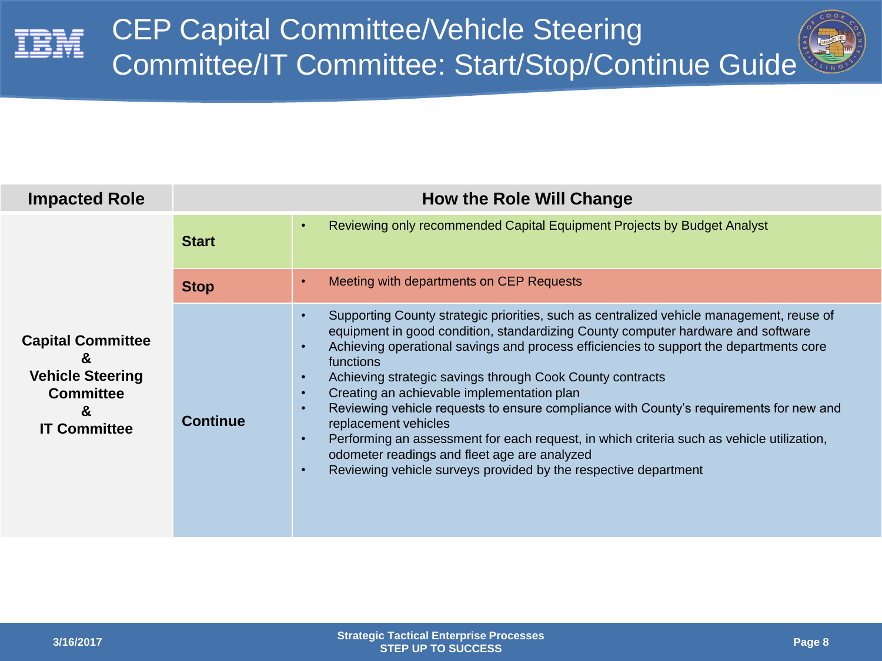# CEP Capital Committee/Vehicle Steering Committee/IT Committee: Start/Stop/Continue Guide

| Impacted Role | How the Role Will Change | |
|---|---|---|
| **Capital Committee & Vehicle Steering Committee & IT Committee** | **Start** | • Reviewing only recommended Capital Equipment Projects by Budget Analyst |
| | **Stop** | • Meeting with departments on CEP Requests |
| | **Continue** | • Supporting County strategic priorities, such as centralized vehicle management, reuse of equipment in good condition, standardizing County computer hardware and software<br>• Achieving operational savings and process efficiencies to support the departments core functions<br>• Achieving strategic savings through Cook County contracts<br>• Creating an achievable implementation plan<br>• Reviewing vehicle requests to ensure compliance with County's requirements for new and replacement vehicles<br>• Performing an assessment for each request, in which criteria such as vehicle utilization, odometer readings and fleet age are analyzed<br>• Reviewing vehicle surveys provided by the respective department |